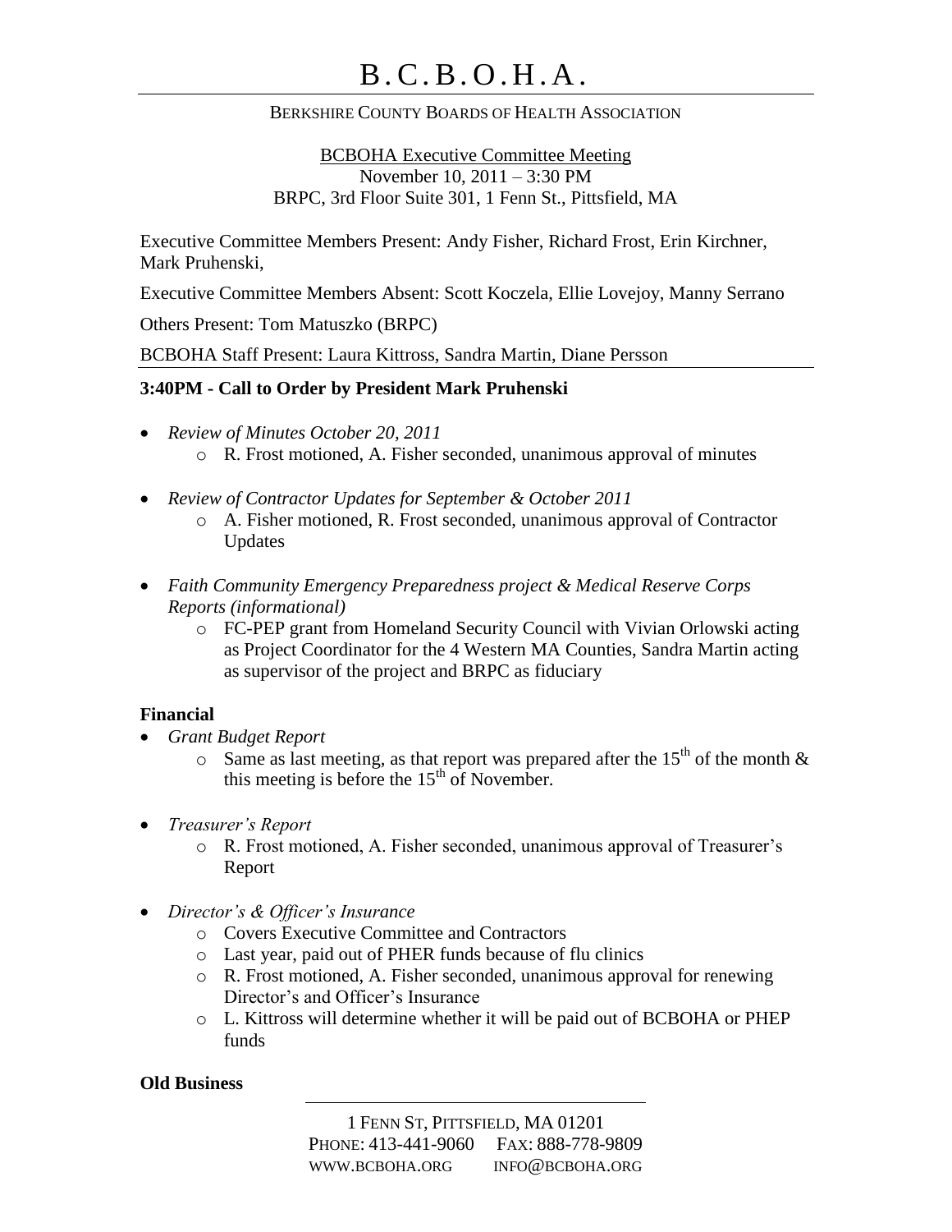# B.C.B.O.H.A.

BERKSHIRE COUNTY BOARDS OF HEALTH ASSOCIATION

BCBOHA Executive Committee Meeting
November 10, 2011 – 3:30 PM
BRPC, 3rd Floor Suite 301, 1 Fenn St., Pittsfield, MA

Executive Committee Members Present: Andy Fisher, Richard Frost, Erin Kirchner, Mark Pruhenski,

Executive Committee Members Absent: Scott Koczela, Ellie Lovejoy, Manny Serrano

Others Present: Tom Matuszko (BRPC)

BCBOHA Staff Present: Laura Kittross, Sandra Martin, Diane Persson

**3:40PM - Call to Order by President Mark Pruhenski**

- *Review of Minutes October 20, 2011*
  - R. Frost motioned, A. Fisher seconded, unanimous approval of minutes
- *Review of Contractor Updates for September & October 2011*
  - A. Fisher motioned, R. Frost seconded, unanimous approval of Contractor Updates
- *Faith Community Emergency Preparedness project & Medical Reserve Corps Reports (informational)*
  - FC-PEP grant from Homeland Security Council with Vivian Orlowski acting as Project Coordinator for the 4 Western MA Counties, Sandra Martin acting as supervisor of the project and BRPC as fiduciary

**Financial**

- *Grant Budget Report*
  - Same as last meeting, as that report was prepared after the 15th of the month & this meeting is before the 15th of November.
- *Treasurer's Report*
  - R. Frost motioned, A. Fisher seconded, unanimous approval of Treasurer's Report
- *Director's & Officer's Insurance*
  - Covers Executive Committee and Contractors
  - Last year, paid out of PHER funds because of flu clinics
  - R. Frost motioned, A. Fisher seconded, unanimous approval for renewing Director's and Officer's Insurance
  - L. Kittross will determine whether it will be paid out of BCBOHA or PHEP funds

**Old Business**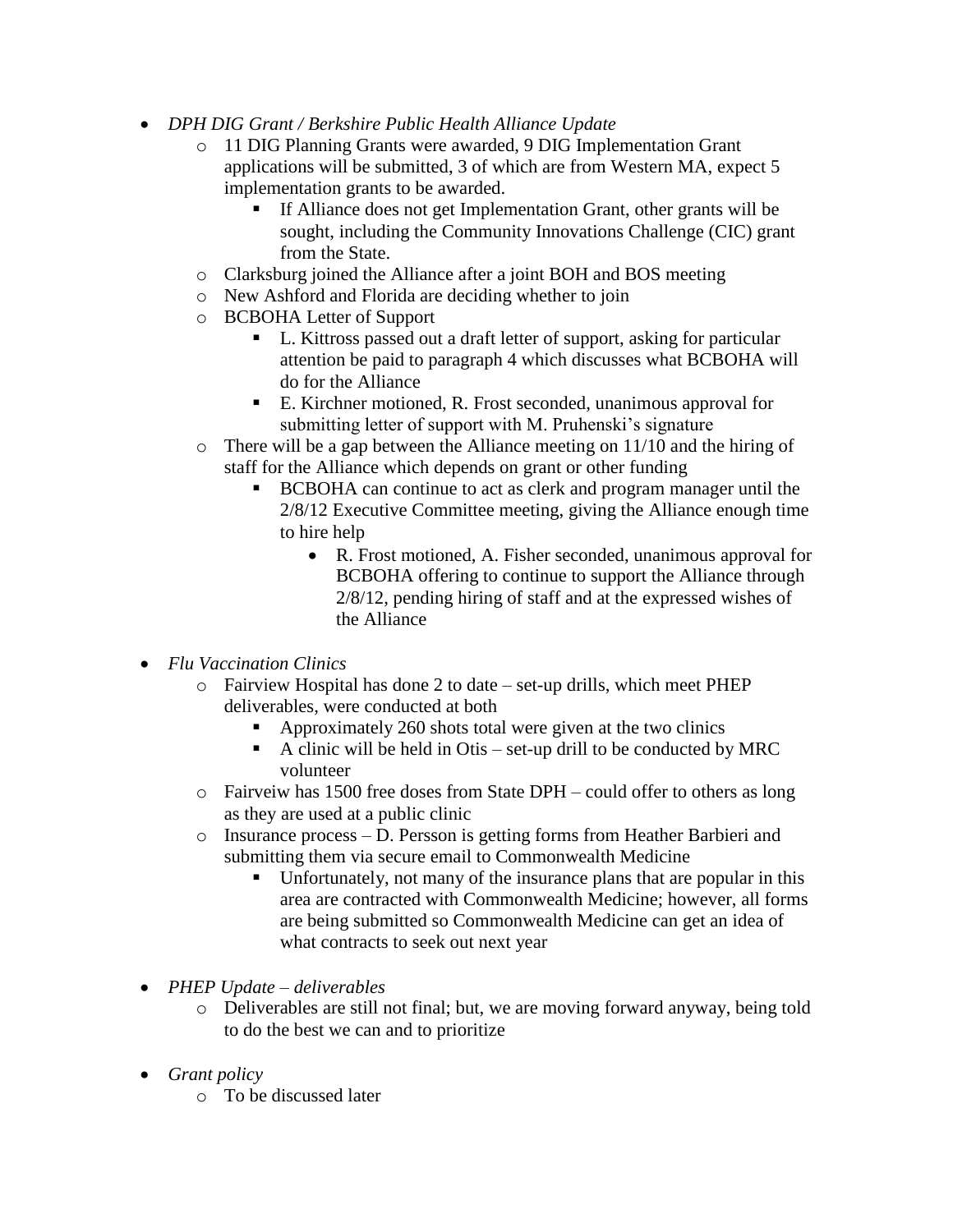- *DPH DIG Grant / Berkshire Public Health Alliance Update*
  - 11 DIG Planning Grants were awarded, 9 DIG Implementation Grant applications will be submitted, 3 of which are from Western MA, expect 5 implementation grants to be awarded.
    - If Alliance does not get Implementation Grant, other grants will be sought, including the Community Innovations Challenge (CIC) grant from the State.
  - Clarksburg joined the Alliance after a joint BOH and BOS meeting
  - New Ashford and Florida are deciding whether to join
  - BCBOHA Letter of Support
    - L. Kittross passed out a draft letter of support, asking for particular attention be paid to paragraph 4 which discusses what BCBOHA will do for the Alliance
    - E. Kirchner motioned, R. Frost seconded, unanimous approval for submitting letter of support with M. Pruhenski's signature
  - There will be a gap between the Alliance meeting on 11/10 and the hiring of staff for the Alliance which depends on grant or other funding
    - BCBOHA can continue to act as clerk and program manager until the 2/8/12 Executive Committee meeting, giving the Alliance enough time to hire help
      - R. Frost motioned, A. Fisher seconded, unanimous approval for BCBOHA offering to continue to support the Alliance through 2/8/12, pending hiring of staff and at the expressed wishes of the Alliance

- *Flu Vaccination Clinics*
  - Fairview Hospital has done 2 to date – set-up drills, which meet PHEP deliverables, were conducted at both
    - Approximately 260 shots total were given at the two clinics
    - A clinic will be held in Otis – set-up drill to be conducted by MRC volunteer
  - Fairveiw has 1500 free doses from State DPH – could offer to others as long as they are used at a public clinic
  - Insurance process – D. Persson is getting forms from Heather Barbieri and submitting them via secure email to Commonwealth Medicine
    - Unfortunately, not many of the insurance plans that are popular in this area are contracted with Commonwealth Medicine; however, all forms are being submitted so Commonwealth Medicine can get an idea of what contracts to seek out next year

- *PHEP Update – deliverables*
  - Deliverables are still not final; but, we are moving forward anyway, being told to do the best we can and to prioritize

- *Grant policy*
  - To be discussed later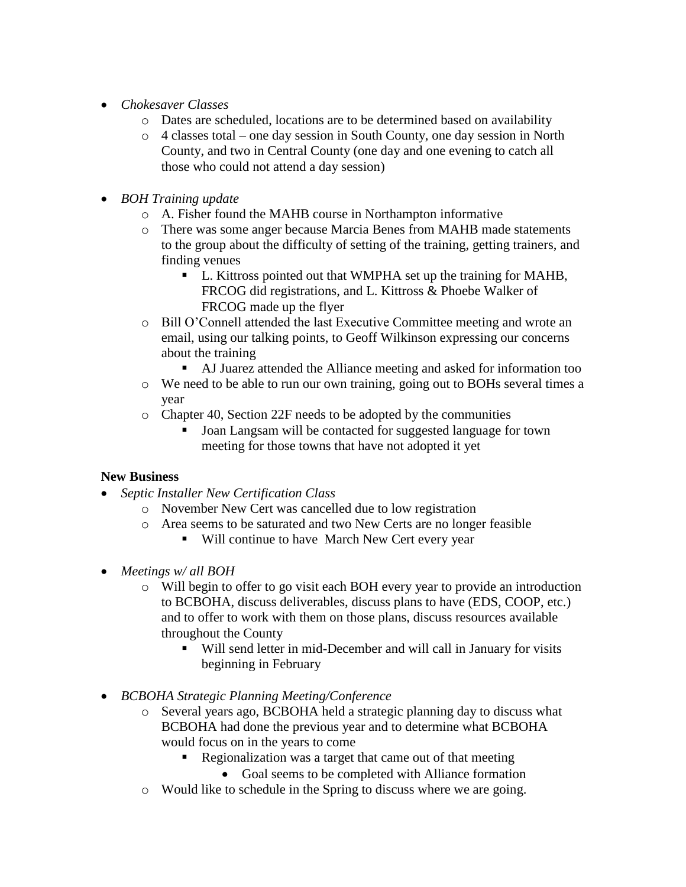- *Chokesaver Classes*
    - Dates are scheduled, locations are to be determined based on availability
    - 4 classes total – one day session in South County, one day session in North County, and two in Central County (one day and one evening to catch all those who could not attend a day session)

- *BOH Training update*
    - A. Fisher found the MAHB course in Northampton informative
    - There was some anger because Marcia Benes from MAHB made statements to the group about the difficulty of setting of the training, getting trainers, and finding venues
        - L. Kittross pointed out that WMPHA set up the training for MAHB, FRCOG did registrations, and L. Kittross & Phoebe Walker of FRCOG made up the flyer
    - Bill O'Connell attended the last Executive Committee meeting and wrote an email, using our talking points, to Geoff Wilkinson expressing our concerns about the training
        - AJ Juarez attended the Alliance meeting and asked for information too
    - We need to be able to run our own training, going out to BOHs several times a year
    - Chapter 40, Section 22F needs to be adopted by the communities
        - Joan Langsam will be contacted for suggested language for town meeting for those towns that have not adopted it yet

**New Business**

- *Septic Installer New Certification Class*
    - November New Cert was cancelled due to low registration
    - Area seems to be saturated and two New Certs are no longer feasible
        - Will continue to have March New Cert every year

- *Meetings w/ all BOH*
    - Will begin to offer to go visit each BOH every year to provide an introduction to BCBOHA, discuss deliverables, discuss plans to have (EDS, COOP, etc.) and to offer to work with them on those plans, discuss resources available throughout the County
        - Will send letter in mid-December and will call in January for visits beginning in February

- *BCBOHA Strategic Planning Meeting/Conference*
    - Several years ago, BCBOHA held a strategic planning day to discuss what BCBOHA had done the previous year and to determine what BCBOHA would focus on in the years to come
        - Regionalization was a target that came out of that meeting
            - Goal seems to be completed with Alliance formation
    - Would like to schedule in the Spring to discuss where we are going.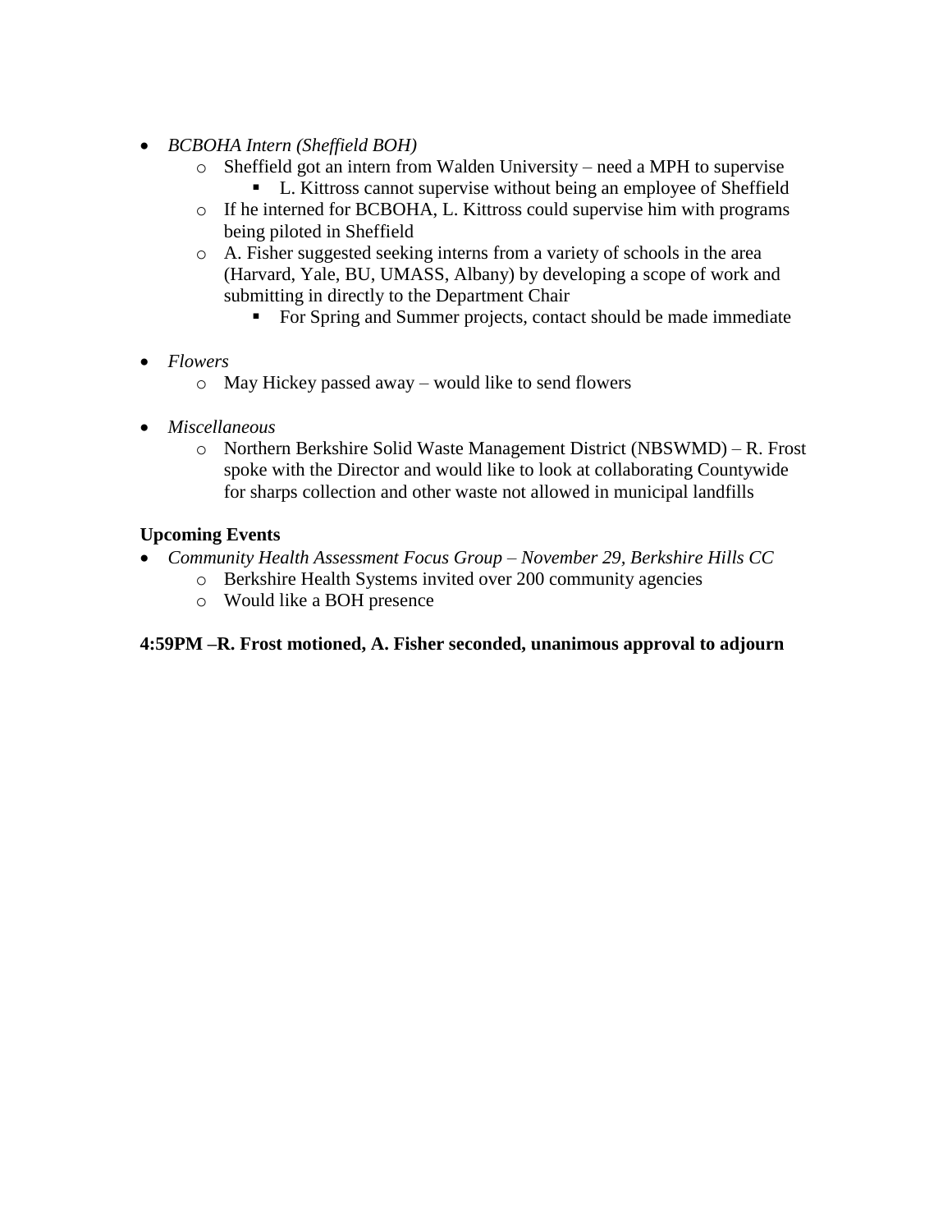- *BCBOHA Intern (Sheffield BOH)*
  - Sheffield got an intern from Walden University – need a MPH to supervise
    - L. Kittross cannot supervise without being an employee of Sheffield
  - If he interned for BCBOHA, L. Kittross could supervise him with programs being piloted in Sheffield
  - A. Fisher suggested seeking interns from a variety of schools in the area (Harvard, Yale, BU, UMASS, Albany) by developing a scope of work and submitting in directly to the Department Chair
    - For Spring and Summer projects, contact should be made immediate

- *Flowers*
  - May Hickey passed away – would like to send flowers

- *Miscellaneous*
  - Northern Berkshire Solid Waste Management District (NBSWMD) – R. Frost spoke with the Director and would like to look at collaborating Countywide for sharps collection and other waste not allowed in municipal landfills

**Upcoming Events**

- *Community Health Assessment Focus Group – November 29, Berkshire Hills CC*
  - Berkshire Health Systems invited over 200 community agencies
  - Would like a BOH presence

**4:59PM –R. Frost motioned, A. Fisher seconded, unanimous approval to adjourn**